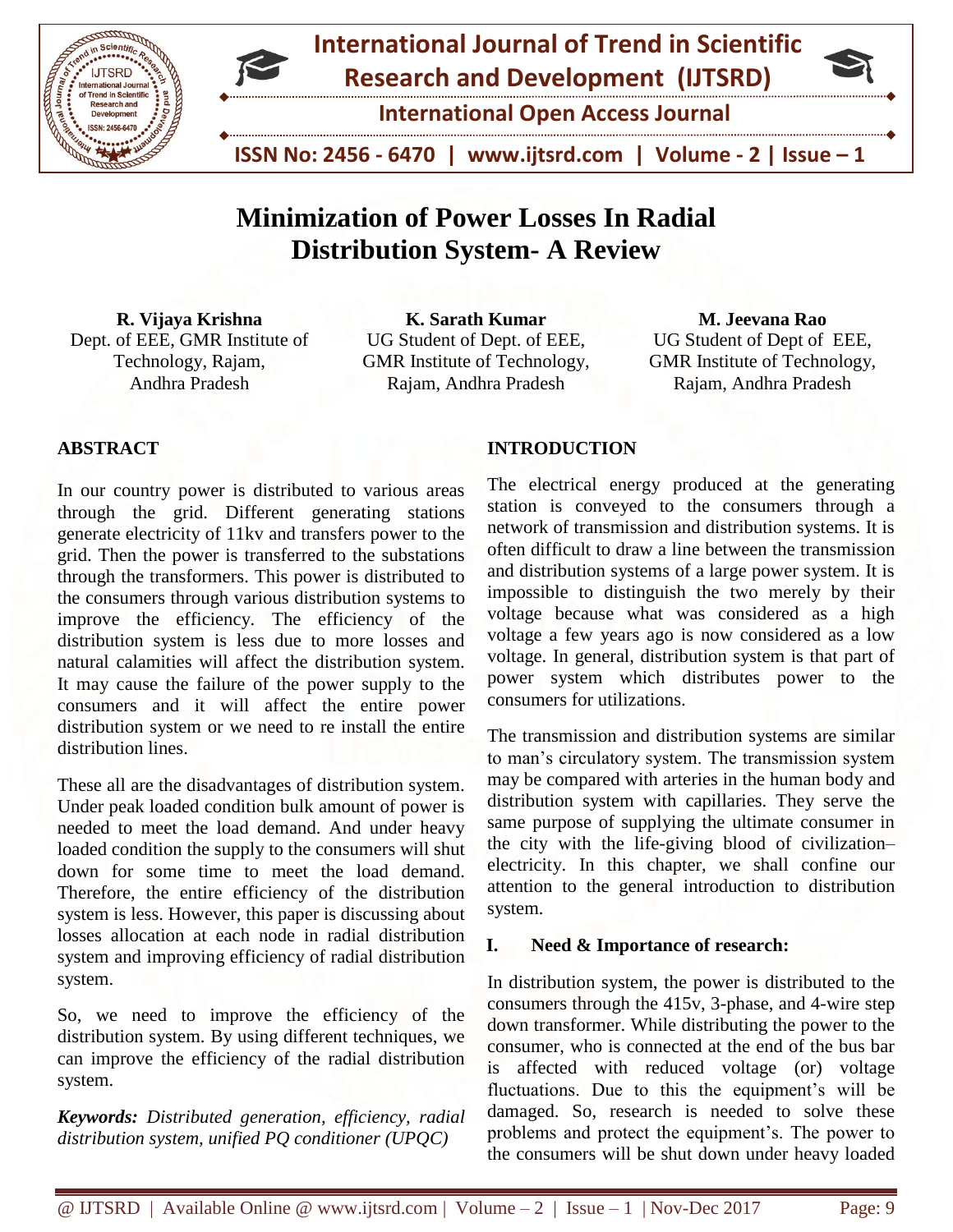# Minimization of Power Losses In Radial Distribution System- A Review

**R. Vijaya Krishna**
Dept. of EEE, GMR Institute of Technology, Rajam, Andhra Pradesh

**K. Sarath Kumar**
UG Student of Dept. of EEE, GMR Institute of Technology, Rajam, Andhra Pradesh

**M. Jeevana Rao**
UG Student of Dept of EEE, GMR Institute of Technology, Rajam, Andhra Pradesh

## ABSTRACT

In our country power is distributed to various areas through the grid. Different generating stations generate electricity of 11kv and transfers power to the grid. Then the power is transferred to the substations through the transformers. This power is distributed to the consumers through various distribution systems to improve the efficiency. The efficiency of the distribution system is less due to more losses and natural calamities will affect the distribution system. It may cause the failure of the power supply to the consumers and it will affect the entire power distribution system or we need to re install the entire distribution lines.

These all are the disadvantages of distribution system. Under peak loaded condition bulk amount of power is needed to meet the load demand. And under heavy loaded condition the supply to the consumers will shut down for some time to meet the load demand. Therefore, the entire efficiency of the distribution system is less. However, this paper is discussing about losses allocation at each node in radial distribution system and improving efficiency of radial distribution system.

So, we need to improve the efficiency of the distribution system. By using different techniques, we can improve the efficiency of the radial distribution system.

***Keywords:*** *Distributed generation, efficiency, radial distribution system, unified PQ conditioner (UPQC)*

## INTRODUCTION

The electrical energy produced at the generating station is conveyed to the consumers through a network of transmission and distribution systems. It is often difficult to draw a line between the transmission and distribution systems of a large power system. It is impossible to distinguish the two merely by their voltage because what was considered as a high voltage a few years ago is now considered as a low voltage. In general, distribution system is that part of power system which distributes power to the consumers for utilizations.

The transmission and distribution systems are similar to man's circulatory system. The transmission system may be compared with arteries in the human body and distribution system with capillaries. They serve the same purpose of supplying the ultimate consumer in the city with the life-giving blood of civilization– electricity. In this chapter, we shall confine our attention to the general introduction to distribution system.

### I. Need & Importance of research:

In distribution system, the power is distributed to the consumers through the 415v, 3-phase, and 4-wire step down transformer. While distributing the power to the consumer, who is connected at the end of the bus bar is affected with reduced voltage (or) voltage fluctuations. Due to this the equipment's will be damaged. So, research is needed to solve these problems and protect the equipment's. The power to the consumers will be shut down under heavy loaded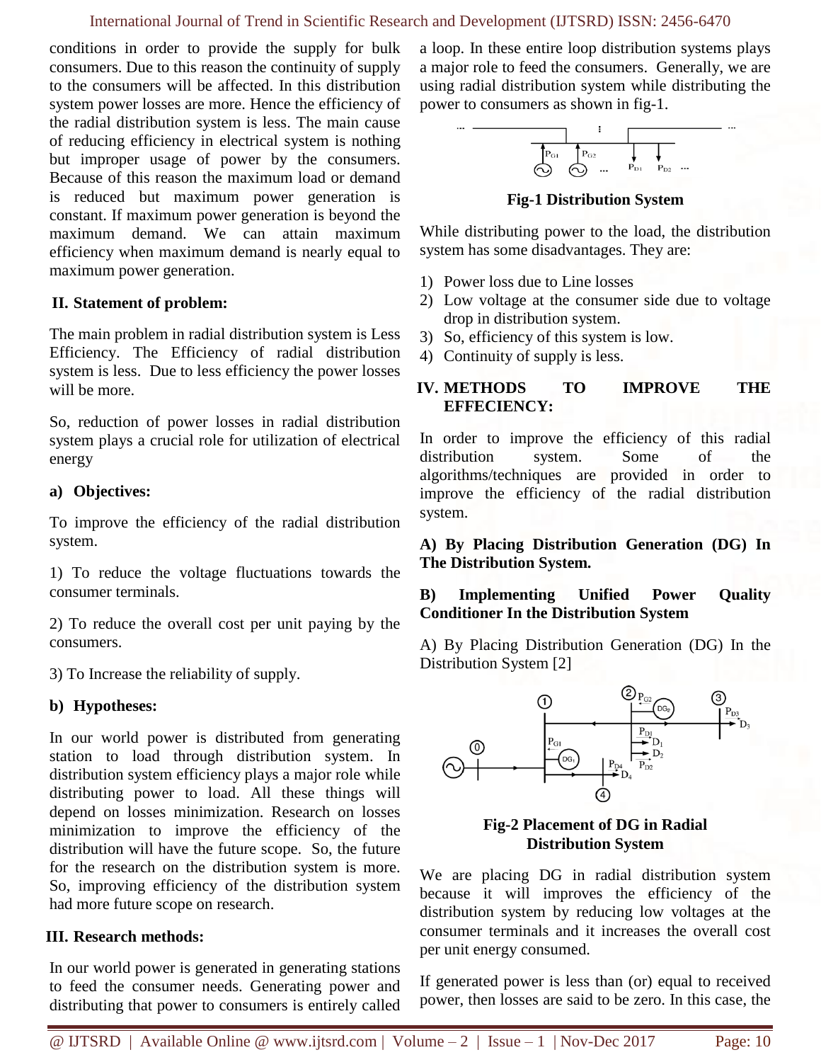conditions in order to provide the supply for bulk consumers. Due to this reason the continuity of supply to the consumers will be affected. In this distribution system power losses are more. Hence the efficiency of the radial distribution system is less. The main cause of reducing efficiency in electrical system is nothing but improper usage of power by the consumers. Because of this reason the maximum load or demand is reduced but maximum power generation is constant. If maximum power generation is beyond the maximum demand. We can attain maximum efficiency when maximum demand is nearly equal to maximum power generation.

## II. Statement of problem:

The main problem in radial distribution system is Less Efficiency. The Efficiency of radial distribution system is less. Due to less efficiency the power losses will be more.

So, reduction of power losses in radial distribution system plays a crucial role for utilization of electrical energy

### a) Objectives:

To improve the efficiency of the radial distribution system.

1) To reduce the voltage fluctuations towards the consumer terminals.

2) To reduce the overall cost per unit paying by the consumers.

3) To Increase the reliability of supply.

### b) Hypotheses:

In our world power is distributed from generating station to load through distribution system. In distribution system efficiency plays a major role while distributing power to load. All these things will depend on losses minimization. Research on losses minimization to improve the efficiency of the distribution will have the future scope. So, the future for the research on the distribution system is more. So, improving efficiency of the distribution system had more future scope on research.

## III. Research methods:

In our world power is generated in generating stations to feed the consumer needs. Generating power and distributing that power to consumers is entirely called a loop. In these entire loop distribution systems plays a major role to feed the consumers. Generally, we are using radial distribution system while distributing the power to consumers as shown in fig-1.

**Fig-1 Distribution System**

While distributing power to the load, the distribution system has some disadvantages. They are:

1) Power loss due to Line losses
2) Low voltage at the consumer side due to voltage drop in distribution system.
3) So, efficiency of this system is low.
4) Continuity of supply is less.

## IV. METHODS TO IMPROVE THE EFFECIENCY:

In order to improve the efficiency of this radial distribution system. Some of the algorithms/techniques are provided in order to improve the efficiency of the radial distribution system.

**A) By Placing Distribution Generation (DG) In The Distribution System.**

**B) Implementing Unified Power Quality Conditioner In the Distribution System**

A) By Placing Distribution Generation (DG) In the Distribution System [2]

**Fig-2 Placement of DG in Radial Distribution System**

We are placing DG in radial distribution system because it will improves the efficiency of the distribution system by reducing low voltages at the consumer terminals and it increases the overall cost per unit energy consumed.

If generated power is less than (or) equal to received power, then losses are said to be zero. In this case, the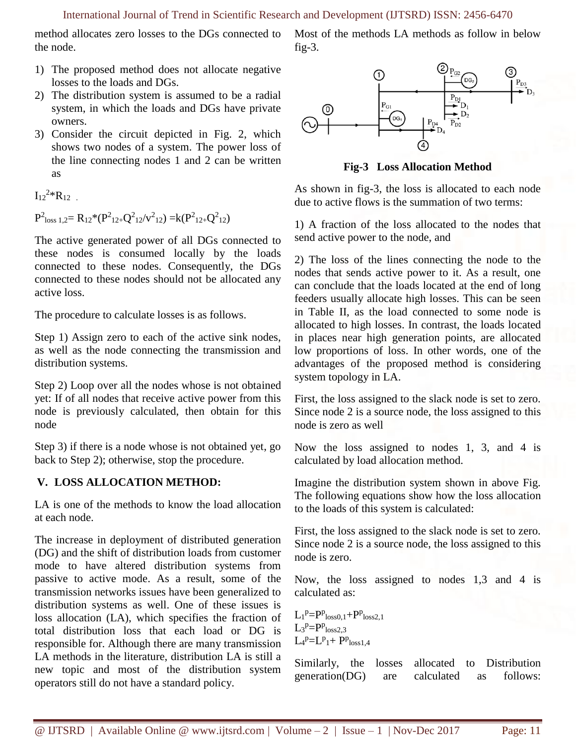method allocates zero losses to the DGs connected to the node.

1) The proposed method does not allocate negative losses to the loads and DGs.
2) The distribution system is assumed to be a radial system, in which the loads and DGs have private owners.
3) Consider the circuit depicted in Fig. 2, which shows two nodes of a system. The power loss of the line connecting nodes 1 and 2 can be written as

$I_{12}^2 * R_{12}$ .

$P^2_{loss\ 1,2} = R_{12} * (P^2_{12} + Q^2_{12} / v^2_{12}) = k(P^2_{12} + Q^2_{12})$

The active generated power of all DGs connected to these nodes is consumed locally by the loads connected to these nodes. Consequently, the DGs connected to these nodes should not be allocated any active loss.

The procedure to calculate losses is as follows.

Step 1) Assign zero to each of the active sink nodes, as well as the node connecting the transmission and distribution systems.

Step 2) Loop over all the nodes whose is not obtained yet: If of all nodes that receive active power from this node is previously calculated, then obtain for this node

Step 3) if there is a node whose is not obtained yet, go back to Step 2); otherwise, stop the procedure.

## V. LOSS ALLOCATION METHOD:

LA is one of the methods to know the load allocation at each node.

The increase in deployment of distributed generation (DG) and the shift of distribution loads from customer mode to have altered distribution systems from passive to active mode. As a result, some of the transmission networks issues have been generalized to distribution systems as well. One of these issues is loss allocation (LA), which specifies the fraction of total distribution loss that each load or DG is responsible for. Although there are many transmission LA methods in the literature, distribution LA is still a new topic and most of the distribution system operators still do not have a standard policy.

Most of the methods LA methods as follow in below fig-3.

**Fig-3 Loss Allocation Method**

As shown in fig-3, the loss is allocated to each node due to active flows is the summation of two terms:

1) A fraction of the loss allocated to the nodes that send active power to the node, and

2) The loss of the lines connecting the node to the nodes that sends active power to it. As a result, one can conclude that the loads located at the end of long feeders usually allocate high losses. This can be seen in Table II, as the load connected to some node is allocated to high losses. In contrast, the loads located in places near high generation points, are allocated low proportions of loss. In other words, one of the advantages of the proposed method is considering system topology in LA.

First, the loss assigned to the slack node is set to zero. Since node 2 is a source node, the loss assigned to this node is zero as well

Now the loss assigned to nodes 1, 3, and 4 is calculated by load allocation method.

Imagine the distribution system shown in above Fig. The following equations show how the loss allocation to the loads of this system is calculated:

First, the loss assigned to the slack node is set to zero. Since node 2 is a source node, the loss assigned to this node is zero.

Now, the loss assigned to nodes 1,3 and 4 is calculated as:

$L_1^p = P^p_{loss0,1} + P^p_{loss2,1}$
$L_3^p = P^p_{loss2,3}$
$L_4^p = L^p_1 + P^p_{loss1,4}$

Similarly, the losses allocated to Distribution generation(DG) are calculated as follows: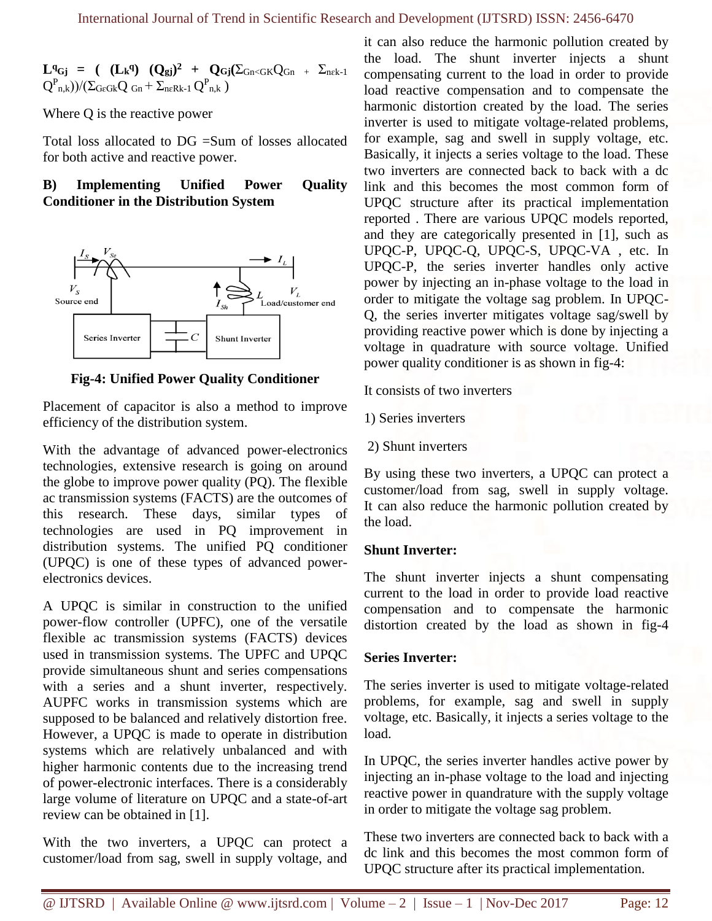$L^{q}_{Gj} = ( (L_k^{q}) (Q_{gj})^2 + Q_{Gj}(\Sigma_{Gn<GK}Q_{Gn} + \Sigma_{n\varepsilon k-1} Q^{P}_{n,k}))/(\Sigma_{G\varepsilon Gk}Q_{Gn} + \Sigma_{n\varepsilon Rk-1} Q^{P}_{n,k})$

Where Q is the reactive power

Total loss allocated to DG =Sum of losses allocated for both active and reactive power.

### B) Implementing Unified Power Quality Conditioner in the Distribution System

**Fig-4: Unified Power Quality Conditioner**

Placement of capacitor is also a method to improve efficiency of the distribution system.

With the advantage of advanced power-electronics technologies, extensive research is going on around the globe to improve power quality (PQ). The flexible ac transmission systems (FACTS) are the outcomes of this research. These days, similar types of technologies are used in PQ improvement in distribution systems. The unified PQ conditioner (UPQC) is one of these types of advanced power-electronics devices.

A UPQC is similar in construction to the unified power-flow controller (UPFC), one of the versatile flexible ac transmission systems (FACTS) devices used in transmission systems. The UPFC and UPQC provide simultaneous shunt and series compensations with a series and a shunt inverter, respectively. AUPFC works in transmission systems which are supposed to be balanced and relatively distortion free. However, a UPQC is made to operate in distribution systems which are relatively unbalanced and with higher harmonic contents due to the increasing trend of power-electronic interfaces. There is a considerably large volume of literature on UPQC and a state-of-art review can be obtained in [1].

With the two inverters, a UPQC can protect a customer/load from sag, swell in supply voltage, and it can also reduce the harmonic pollution created by the load. The shunt inverter injects a shunt compensating current to the load in order to provide load reactive compensation and to compensate the harmonic distortion created by the load. The series inverter is used to mitigate voltage-related problems, for example, sag and swell in supply voltage, etc. Basically, it injects a series voltage to the load. These two inverters are connected back to back with a dc link and this becomes the most common form of UPQC structure after its practical implementation reported . There are various UPQC models reported, and they are categorically presented in [1], such as UPQC-P, UPQC-Q, UPQC-S, UPQC-VA , etc. In UPQC-P, the series inverter handles only active power by injecting an in-phase voltage to the load in order to mitigate the voltage sag problem. In UPQC-Q, the series inverter mitigates voltage sag/swell by providing reactive power which is done by injecting a voltage in quadrature with source voltage. Unified power quality conditioner is as shown in fig-4:

It consists of two inverters

1) Series inverters

2) Shunt inverters

By using these two inverters, a UPQC can protect a customer/load from sag, swell in supply voltage. It can also reduce the harmonic pollution created by the load.

**Shunt Inverter:**

The shunt inverter injects a shunt compensating current to the load in order to provide load reactive compensation and to compensate the harmonic distortion created by the load as shown in fig-4

**Series Inverter:**

The series inverter is used to mitigate voltage-related problems, for example, sag and swell in supply voltage, etc. Basically, it injects a series voltage to the load.

In UPQC, the series inverter handles active power by injecting an in-phase voltage to the load and injecting reactive power in quandrature with the supply voltage in order to mitigate the voltage sag problem.

These two inverters are connected back to back with a dc link and this becomes the most common form of UPQC structure after its practical implementation.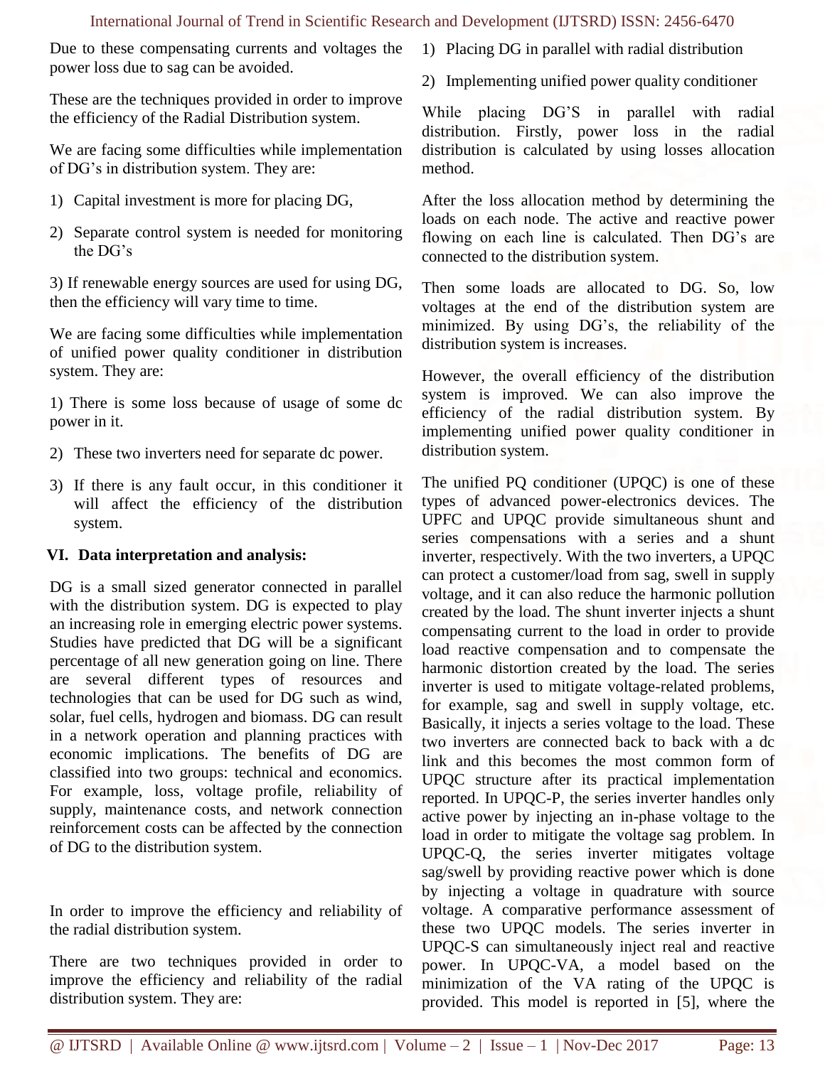Due to these compensating currents and voltages the power loss due to sag can be avoided.

These are the techniques provided in order to improve the efficiency of the Radial Distribution system.

We are facing some difficulties while implementation of DG's in distribution system. They are:

1) Capital investment is more for placing DG,
2) Separate control system is needed for monitoring the DG's
3) If renewable energy sources are used for using DG, then the efficiency will vary time to time.

We are facing some difficulties while implementation of unified power quality conditioner in distribution system. They are:

1) There is some loss because of usage of some dc power in it.
2) These two inverters need for separate dc power.
3) If there is any fault occur, in this conditioner it will affect the efficiency of the distribution system.

## VI. Data interpretation and analysis:

DG is a small sized generator connected in parallel with the distribution system. DG is expected to play an increasing role in emerging electric power systems. Studies have predicted that DG will be a significant percentage of all new generation going on line. There are several different types of resources and technologies that can be used for DG such as wind, solar, fuel cells, hydrogen and biomass. DG can result in a network operation and planning practices with economic implications. The benefits of DG are classified into two groups: technical and economics. For example, loss, voltage profile, reliability of supply, maintenance costs, and network connection reinforcement costs can be affected by the connection of DG to the distribution system.

In order to improve the efficiency and reliability of the radial distribution system.

There are two techniques provided in order to improve the efficiency and reliability of the radial distribution system. They are:

1) Placing DG in parallel with radial distribution
2) Implementing unified power quality conditioner

While placing DG'S in parallel with radial distribution. Firstly, power loss in the radial distribution is calculated by using losses allocation method.

After the loss allocation method by determining the loads on each node. The active and reactive power flowing on each line is calculated. Then DG's are connected to the distribution system.

Then some loads are allocated to DG. So, low voltages at the end of the distribution system are minimized. By using DG's, the reliability of the distribution system is increases.

However, the overall efficiency of the distribution system is improved. We can also improve the efficiency of the radial distribution system. By implementing unified power quality conditioner in distribution system.

The unified PQ conditioner (UPQC) is one of these types of advanced power-electronics devices. The UPFC and UPQC provide simultaneous shunt and series compensations with a series and a shunt inverter, respectively. With the two inverters, a UPQC can protect a customer/load from sag, swell in supply voltage, and it can also reduce the harmonic pollution created by the load. The shunt inverter injects a shunt compensating current to the load in order to provide load reactive compensation and to compensate the harmonic distortion created by the load. The series inverter is used to mitigate voltage-related problems, for example, sag and swell in supply voltage, etc. Basically, it injects a series voltage to the load. These two inverters are connected back to back with a dc link and this becomes the most common form of UPQC structure after its practical implementation reported. In UPQC-P, the series inverter handles only active power by injecting an in-phase voltage to the load in order to mitigate the voltage sag problem. In UPQC-Q, the series inverter mitigates voltage sag/swell by providing reactive power which is done by injecting a voltage in quadrature with source voltage. A comparative performance assessment of these two UPQC models. The series inverter in UPQC-S can simultaneously inject real and reactive power. In UPQC-VA, a model based on the minimization of the VA rating of the UPQC is provided. This model is reported in [5], where the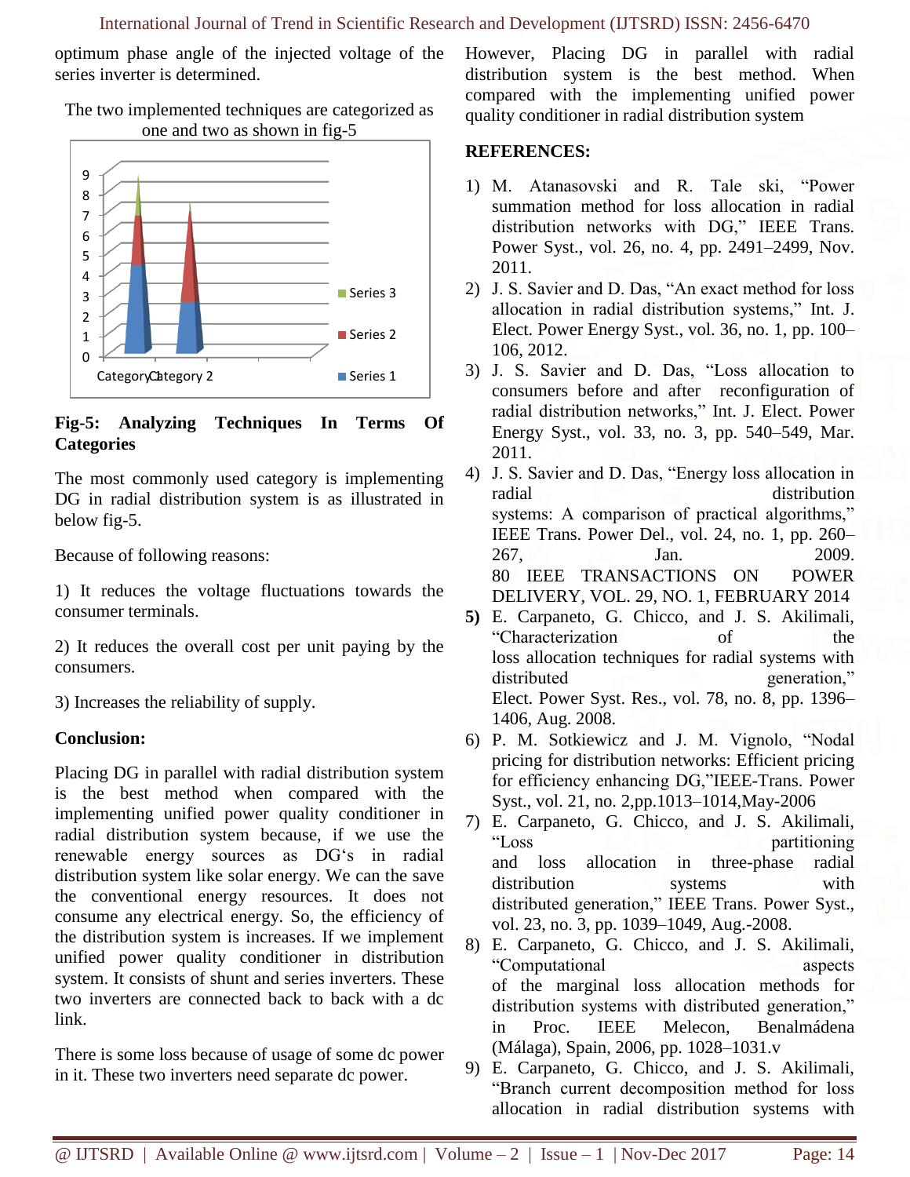optimum phase angle of the injected voltage of the series inverter is determined.

The two implemented techniques are categorized as one and two as shown in fig-5

**Fig-5: Analyzing Techniques In Terms Of Categories**

The most commonly used category is implementing DG in radial distribution system is as illustrated in below fig-5.

Because of following reasons:

1) It reduces the voltage fluctuations towards the consumer terminals.

2) It reduces the overall cost per unit paying by the consumers.

3) Increases the reliability of supply.

**Conclusion:**

Placing DG in parallel with radial distribution system is the best method when compared with the implementing unified power quality conditioner in radial distribution system because, if we use the renewable energy sources as DG's in radial distribution system like solar energy. We can the save the conventional energy resources. It does not consume any electrical energy. So, the efficiency of the distribution system is increases. If we implement unified power quality conditioner in distribution system. It consists of shunt and series inverters. These two inverters are connected back to back with a dc link.

There is some loss because of usage of some dc power in it. These two inverters need separate dc power.

However, Placing DG in parallel with radial distribution system is the best method. When compared with the implementing unified power quality conditioner in radial distribution system

**REFERENCES:**

1) M. Atanasovski and R. Tale ski, "Power summation method for loss allocation in radial distribution networks with DG," IEEE Trans. Power Syst., vol. 26, no. 4, pp. 2491–2499, Nov. 2011.
2) J. S. Savier and D. Das, "An exact method for loss allocation in radial distribution systems," Int. J. Elect. Power Energy Syst., vol. 36, no. 1, pp. 100–106, 2012.
3) J. S. Savier and D. Das, "Loss allocation to consumers before and after reconfiguration of radial distribution networks," Int. J. Elect. Power Energy Syst., vol. 33, no. 3, pp. 540–549, Mar. 2011.
4) J. S. Savier and D. Das, "Energy loss allocation in radial distribution systems: A comparison of practical algorithms," IEEE Trans. Power Del., vol. 24, no. 1, pp. 260–267, Jan. 2009. 80 IEEE TRANSACTIONS ON POWER DELIVERY, VOL. 29, NO. 1, FEBRUARY 2014
5) E. Carpaneto, G. Chicco, and J. S. Akilimali, "Characterization of the loss allocation techniques for radial systems with distributed generation," Elect. Power Syst. Res., vol. 78, no. 8, pp. 1396–1406, Aug. 2008.
6) P. M. Sotkiewicz and J. M. Vignolo, "Nodal pricing for distribution networks: Efficient pricing for efficiency enhancing DG,"IEEE-Trans. Power Syst., vol. 21, no. 2,pp.1013–1014,May-2006
7) E. Carpaneto, G. Chicco, and J. S. Akilimali, "Loss partitioning and loss allocation in three-phase radial distribution systems with distributed generation," IEEE Trans. Power Syst., vol. 23, no. 3, pp. 1039–1049, Aug.-2008.
8) E. Carpaneto, G. Chicco, and J. S. Akilimali, "Computational aspects of the marginal loss allocation methods for distribution systems with distributed generation," in Proc. IEEE Melecon, Benalmádena (Málaga), Spain, 2006, pp. 1028–1031.v
9) E. Carpaneto, G. Chicco, and J. S. Akilimali, "Branch current decomposition method for loss allocation in radial distribution systems with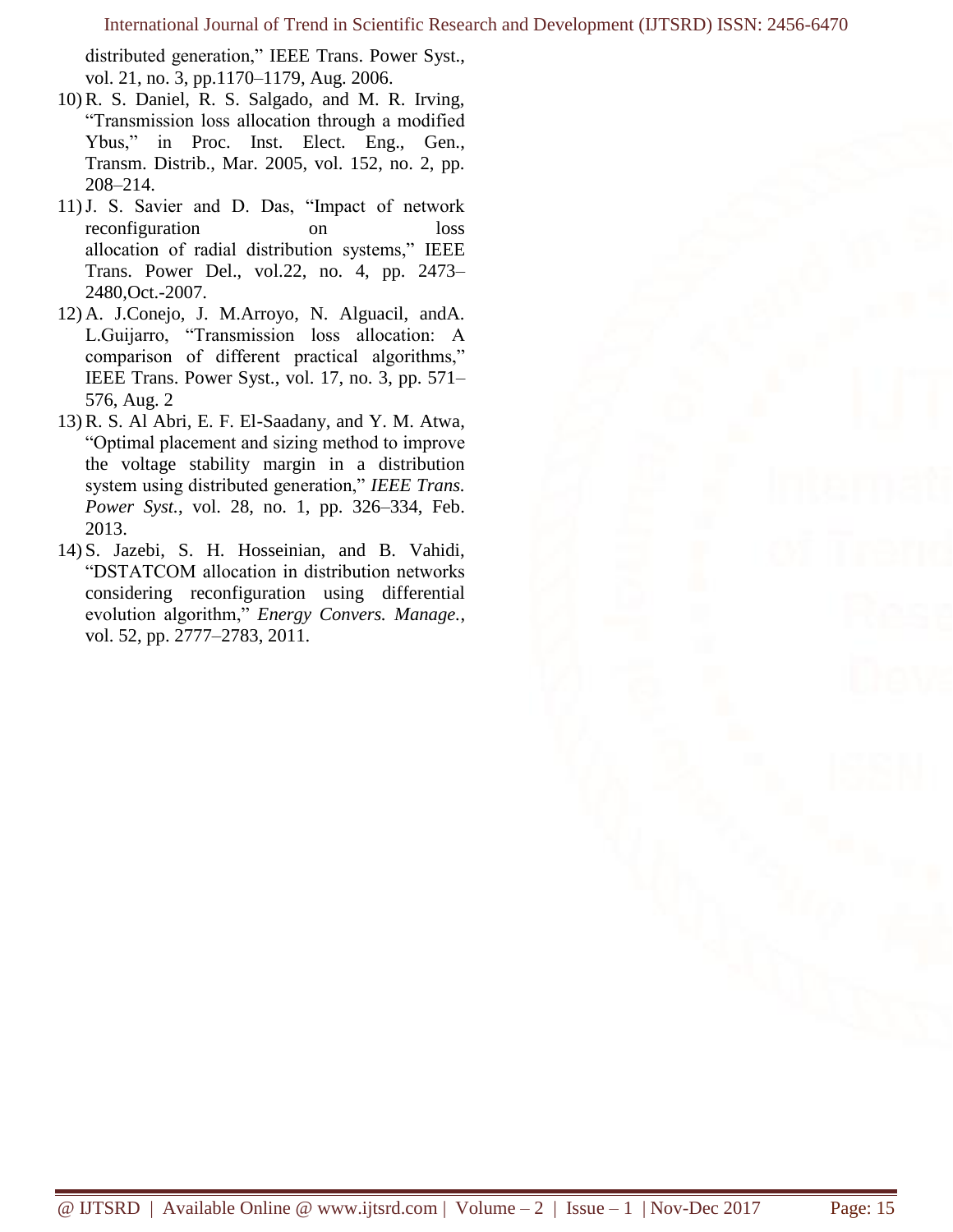distributed generation," IEEE Trans. Power Syst., vol. 21, no. 3, pp.1170–1179, Aug. 2006.

10) R. S. Daniel, R. S. Salgado, and M. R. Irving, "Transmission loss allocation through a modified Ybus," in Proc. Inst. Elect. Eng., Gen., Transm. Distrib., Mar. 2005, vol. 152, no. 2, pp. 208–214.
11) J. S. Savier and D. Das, "Impact of network reconfiguration on loss allocation of radial distribution systems," IEEE Trans. Power Del., vol.22, no. 4, pp. 2473–2480,Oct.-2007.
12) A. J.Conejo, J. M.Arroyo, N. Alguacil, andA. L.Guijarro, "Transmission loss allocation: A comparison of different practical algorithms," IEEE Trans. Power Syst., vol. 17, no. 3, pp. 571–576, Aug. 2
13) R. S. Al Abri, E. F. El-Saadany, and Y. M. Atwa, "Optimal placement and sizing method to improve the voltage stability margin in a distribution system using distributed generation," *IEEE Trans. Power Syst.*, vol. 28, no. 1, pp. 326–334, Feb. 2013.
14) S. Jazebi, S. H. Hosseinian, and B. Vahidi, "DSTATCOM allocation in distribution networks considering reconfiguration using differential evolution algorithm," *Energy Convers. Manage.*, vol. 52, pp. 2777–2783, 2011.